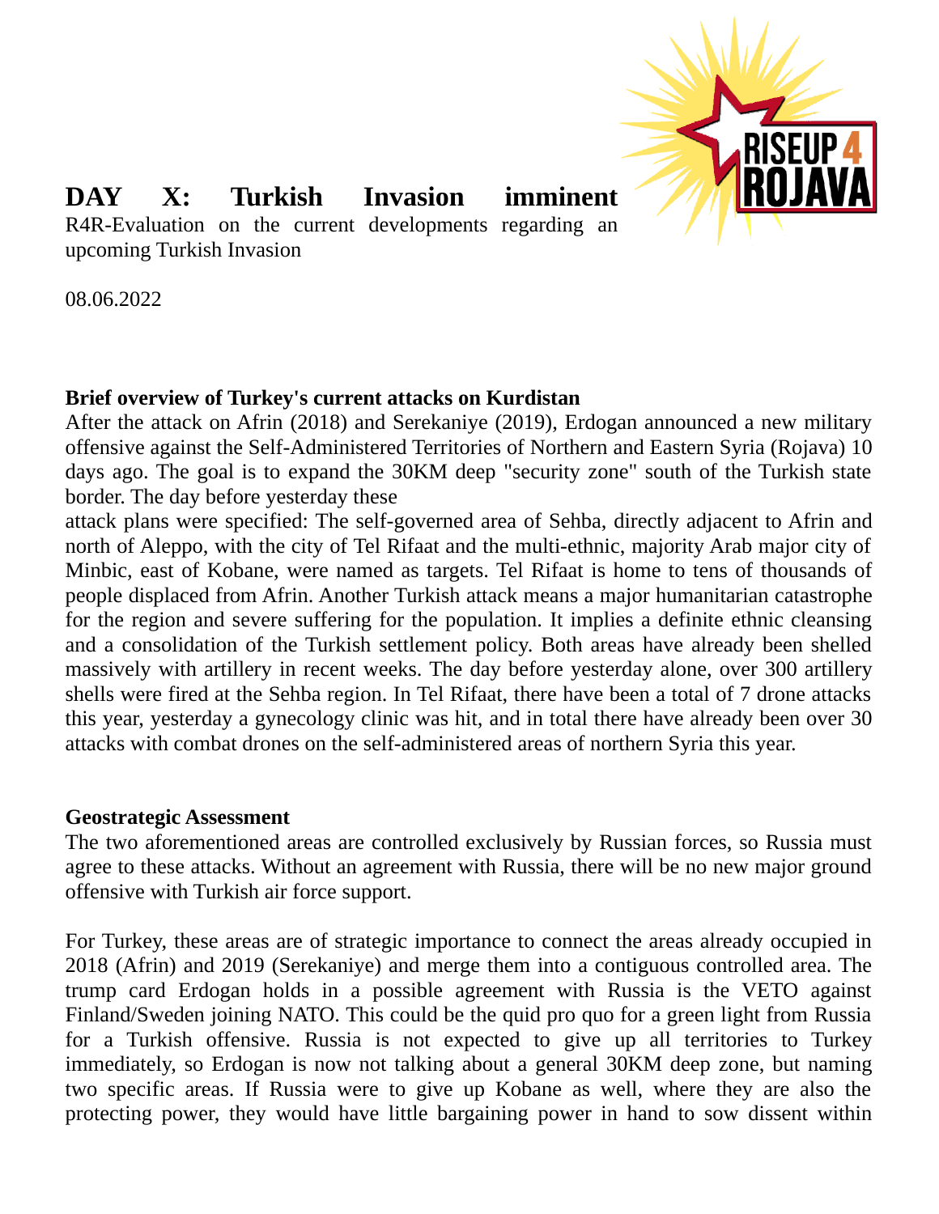# DAY X: Turkish Invasion imminent

R4R-Evaluation on the current developments regarding an upcoming Turkish Invasion

08.06.2022

## Brief overview of Turkey's current attacks on Kurdistan

After the attack on Afrin (2018) and Serekaniye (2019), Erdogan announced a new military offensive against the Self-Administered Territories of Northern and Eastern Syria (Rojava) 10 days ago. The goal is to expand the 30KM deep "security zone" south of the Turkish state border. The day before yesterday these attack plans were specified: The self-governed area of Sehba, directly adjacent to Afrin and north of Aleppo, with the city of Tel Rifaat and the multi-ethnic, majority Arab major city of Minbic, east of Kobane, were named as targets. Tel Rifaat is home to tens of thousands of people displaced from Afrin. Another Turkish attack means a major humanitarian catastrophe for the region and severe suffering for the population. It implies a definite ethnic cleansing and a consolidation of the Turkish settlement policy. Both areas have already been shelled massively with artillery in recent weeks. The day before yesterday alone, over 300 artillery shells were fired at the Sehba region. In Tel Rifaat, there have been a total of 7 drone attacks this year, yesterday a gynecology clinic was hit, and in total there have already been over 30 attacks with combat drones on the self-administered areas of northern Syria this year.

## Geostrategic Assessment

The two aforementioned areas are controlled exclusively by Russian forces, so Russia must agree to these attacks. Without an agreement with Russia, there will be no new major ground offensive with Turkish air force support.

For Turkey, these areas are of strategic importance to connect the areas already occupied in 2018 (Afrin) and 2019 (Serekaniye) and merge them into a contiguous controlled area. The trump card Erdogan holds in a possible agreement with Russia is the VETO against Finland/Sweden joining NATO. This could be the quid pro quo for a green light from Russia for a Turkish offensive. Russia is not expected to give up all territories to Turkey immediately, so Erdogan is now not talking about a general 30KM deep zone, but naming two specific areas. If Russia were to give up Kobane as well, where they are also the protecting power, they would have little bargaining power in hand to sow dissent within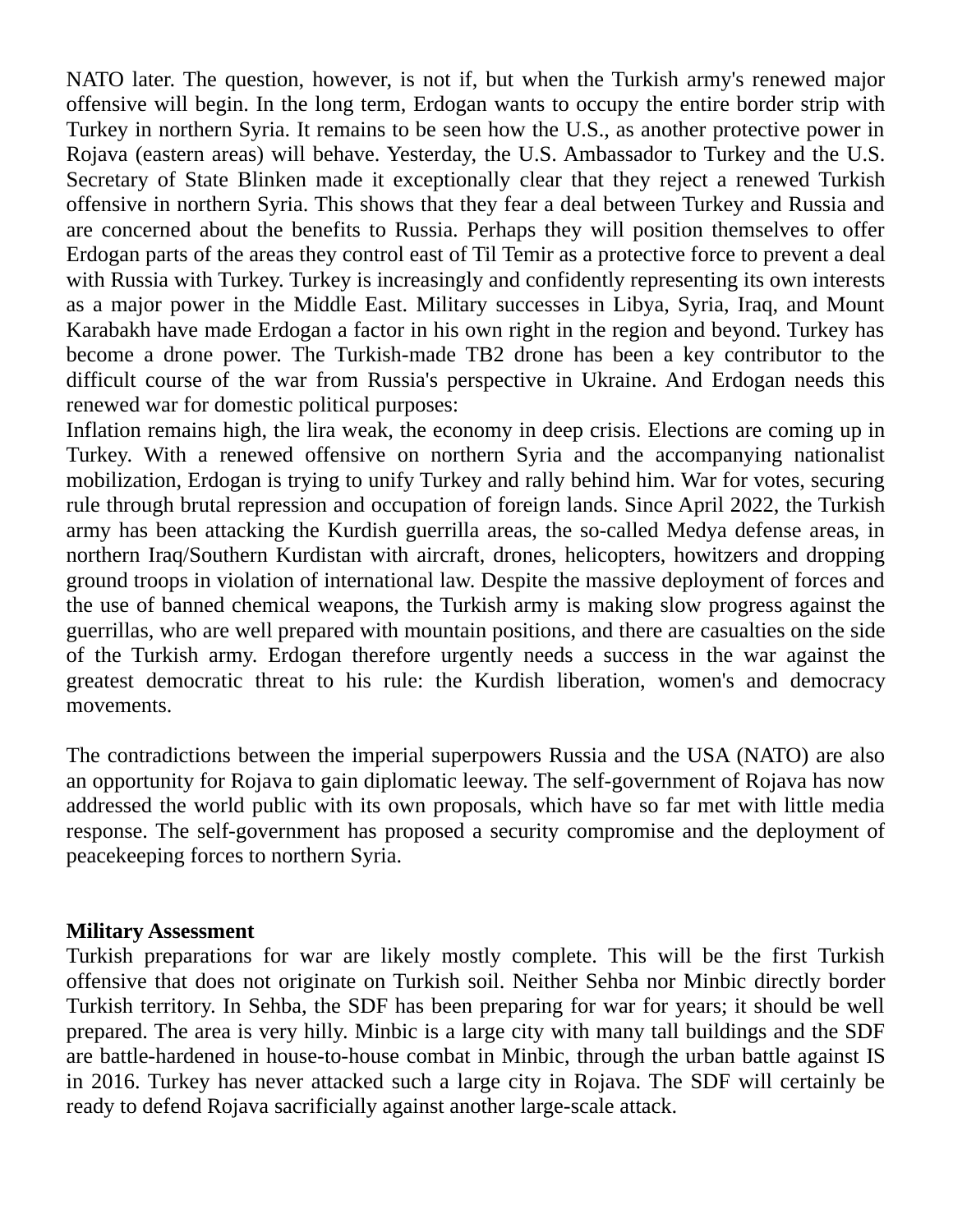NATO later. The question, however, is not if, but when the Turkish army's renewed major offensive will begin. In the long term, Erdogan wants to occupy the entire border strip with Turkey in northern Syria. It remains to be seen how the U.S., as another protective power in Rojava (eastern areas) will behave. Yesterday, the U.S. Ambassador to Turkey and the U.S. Secretary of State Blinken made it exceptionally clear that they reject a renewed Turkish offensive in northern Syria. This shows that they fear a deal between Turkey and Russia and are concerned about the benefits to Russia. Perhaps they will position themselves to offer Erdogan parts of the areas they control east of Til Temir as a protective force to prevent a deal with Russia with Turkey. Turkey is increasingly and confidently representing its own interests as a major power in the Middle East. Military successes in Libya, Syria, Iraq, and Mount Karabakh have made Erdogan a factor in his own right in the region and beyond. Turkey has become a drone power. The Turkish-made TB2 drone has been a key contributor to the difficult course of the war from Russia's perspective in Ukraine. And Erdogan needs this renewed war for domestic political purposes:

Inflation remains high, the lira weak, the economy in deep crisis. Elections are coming up in Turkey. With a renewed offensive on northern Syria and the accompanying nationalist mobilization, Erdogan is trying to unify Turkey and rally behind him. War for votes, securing rule through brutal repression and occupation of foreign lands. Since April 2022, the Turkish army has been attacking the Kurdish guerrilla areas, the so-called Medya defense areas, in northern Iraq/Southern Kurdistan with aircraft, drones, helicopters, howitzers and dropping ground troops in violation of international law. Despite the massive deployment of forces and the use of banned chemical weapons, the Turkish army is making slow progress against the guerrillas, who are well prepared with mountain positions, and there are casualties on the side of the Turkish army. Erdogan therefore urgently needs a success in the war against the greatest democratic threat to his rule: the Kurdish liberation, women's and democracy movements.

The contradictions between the imperial superpowers Russia and the USA (NATO) are also an opportunity for Rojava to gain diplomatic leeway. The self-government of Rojava has now addressed the world public with its own proposals, which have so far met with little media response. The self-government has proposed a security compromise and the deployment of peacekeeping forces to northern Syria.

**Military Assessment**

Turkish preparations for war are likely mostly complete. This will be the first Turkish offensive that does not originate on Turkish soil. Neither Sehba nor Minbic directly border Turkish territory. In Sehba, the SDF has been preparing for war for years; it should be well prepared. The area is very hilly. Minbic is a large city with many tall buildings and the SDF are battle-hardened in house-to-house combat in Minbic, through the urban battle against IS in 2016. Turkey has never attacked such a large city in Rojava. The SDF will certainly be ready to defend Rojava sacrificially against another large-scale attack.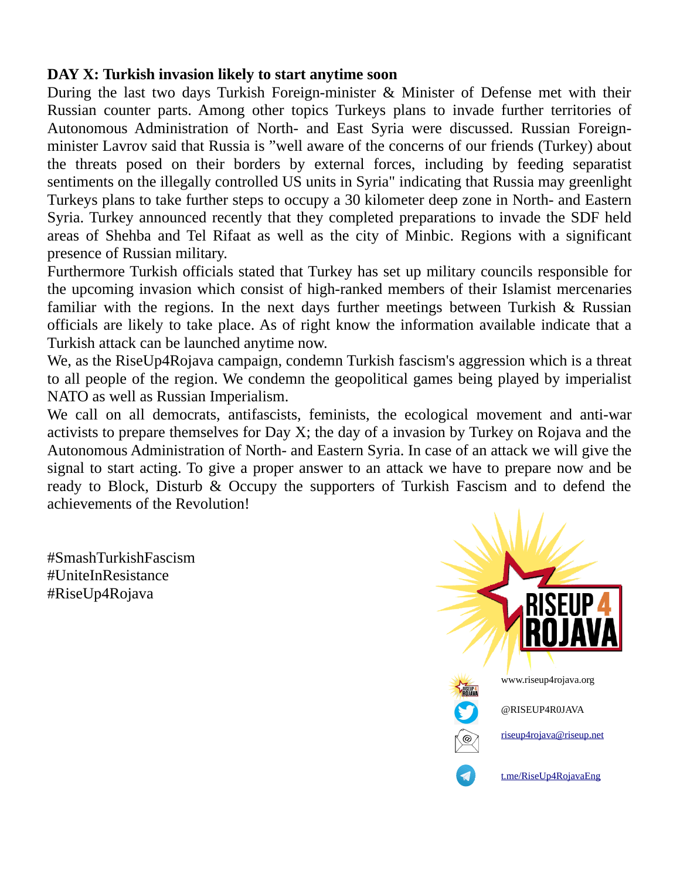**DAY X: Turkish invasion likely to start anytime soon**

During the last two days Turkish Foreign-minister & Minister of Defense met with their Russian counter parts. Among other topics Turkeys plans to invade further territories of Autonomous Administration of North- and East Syria were discussed. Russian Foreign-minister Lavrov said that Russia is "well aware of the concerns of our friends (Turkey) about the threats posed on their borders by external forces, including by feeding separatist sentiments on the illegally controlled US units in Syria" indicating that Russia may greenlight Turkeys plans to take further steps to occupy a 30 kilometer deep zone in North- and Eastern Syria. Turkey announced recently that they completed preparations to invade the SDF held areas of Shehba and Tel Rifaat as well as the city of Minbic. Regions with a significant presence of Russian military.

Furthermore Turkish officials stated that Turkey has set up military councils responsible for the upcoming invasion which consist of high-ranked members of their Islamist mercenaries familiar with the regions. In the next days further meetings between Turkish & Russian officials are likely to take place. As of right know the information available indicate that a Turkish attack can be launched anytime now.

We, as the RiseUp4Rojava campaign, condemn Turkish fascism's aggression which is a threat to all people of the region. We condemn the geopolitical games being played by imperialist NATO as well as Russian Imperialism.

We call on all democrats, antifascists, feminists, the ecological movement and anti-war activists to prepare themselves for Day X; the day of a invasion by Turkey on Rojava and the Autonomous Administration of North- and Eastern Syria. In case of an attack we will give the signal to start acting. To give a proper answer to an attack we have to prepare now and be ready to Block, Disturb & Occupy the supporters of Turkish Fascism and to defend the achievements of the Revolution!

#SmashTurkishFascism
#UniteInResistance
#RiseUp4Rojava

RISEUP 4 ROJAVA

www.riseup4rojava.org

@RISEUP4R0JAVA

riseup4rojava@riseup.net

t.me/RiseUp4RojavaEng